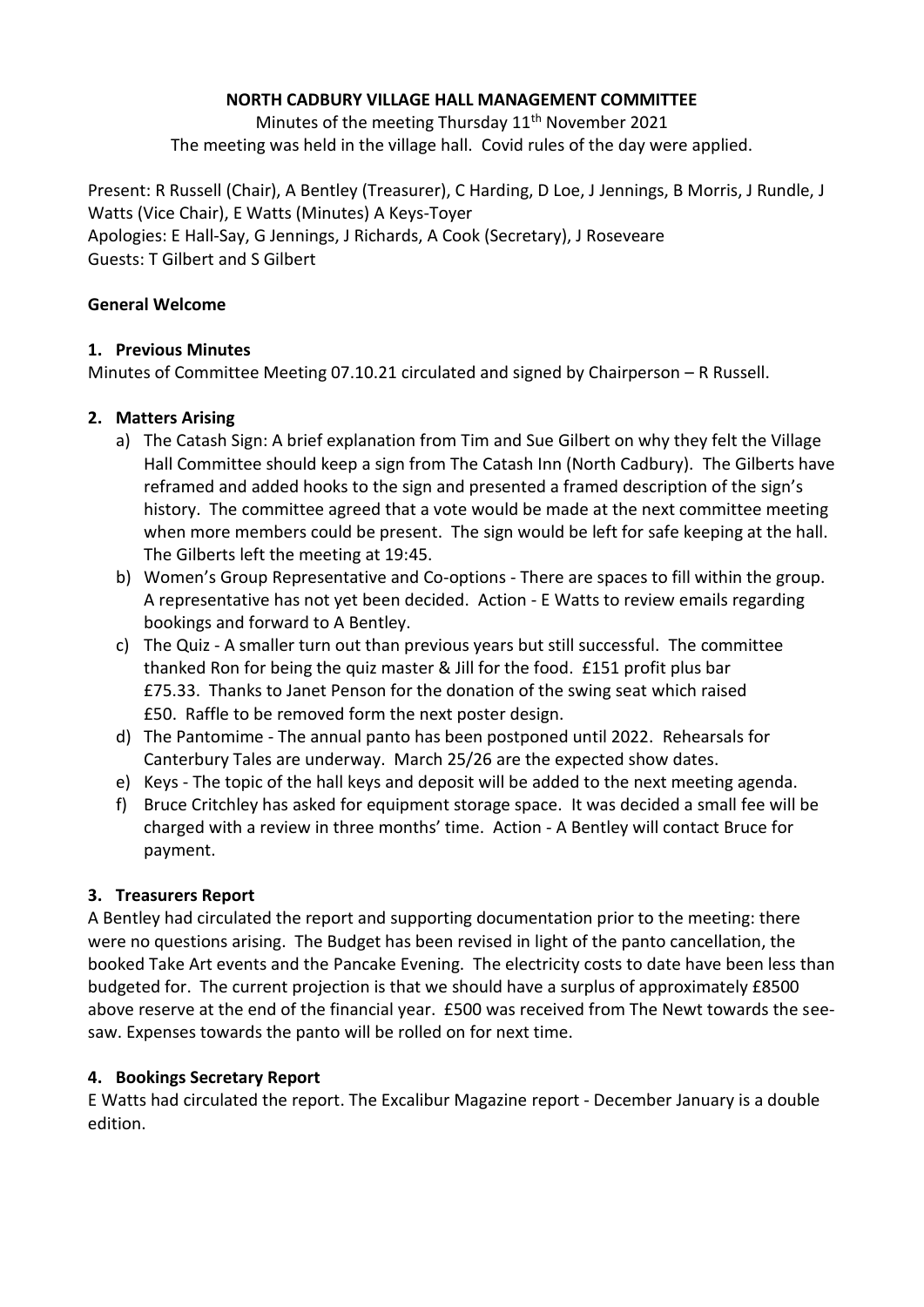# NORTH CADBURY VILLAGE HALL MANAGEMENT COMMITTEE

Minutes of the meeting Thursday 11th November 2021

The meeting was held in the village hall. Covid rules of the day were applied.

Present: R Russell (Chair), A Bentley (Treasurer), C Harding, D Loe, J Jennings, B Morris, J Rundle, J Watts (Vice Chair), E Watts (Minutes) A Keys-Toyer
Apologies: E Hall-Say, G Jennings, J Richards, A Cook (Secretary), J Roseveare
Guests: T Gilbert and S Gilbert

**General Welcome**

## 1. Previous Minutes

Minutes of Committee Meeting 07.10.21 circulated and signed by Chairperson – R Russell.

## 2. Matters Arising

a) The Catash Sign: A brief explanation from Tim and Sue Gilbert on why they felt the Village Hall Committee should keep a sign from The Catash Inn (North Cadbury). The Gilberts have reframed and added hooks to the sign and presented a framed description of the sign's history. The committee agreed that a vote would be made at the next committee meeting when more members could be present. The sign would be left for safe keeping at the hall. The Gilberts left the meeting at 19:45.

b) Women's Group Representative and Co-options - There are spaces to fill within the group. A representative has not yet been decided. Action - E Watts to review emails regarding bookings and forward to A Bentley.

c) The Quiz - A smaller turn out than previous years but still successful. The committee thanked Ron for being the quiz master & Jill for the food. £151 profit plus bar £75.33. Thanks to Janet Penson for the donation of the swing seat which raised £50. Raffle to be removed form the next poster design.

d) The Pantomime - The annual panto has been postponed until 2022. Rehearsals for Canterbury Tales are underway. March 25/26 are the expected show dates.

e) Keys - The topic of the hall keys and deposit will be added to the next meeting agenda.

f) Bruce Critchley has asked for equipment storage space. It was decided a small fee will be charged with a review in three months' time. Action - A Bentley will contact Bruce for payment.

## 3. Treasurers Report

A Bentley had circulated the report and supporting documentation prior to the meeting: there were no questions arising. The Budget has been revised in light of the panto cancellation, the booked Take Art events and the Pancake Evening. The electricity costs to date have been less than budgeted for. The current projection is that we should have a surplus of approximately £8500 above reserve at the end of the financial year. £500 was received from The Newt towards the see-saw. Expenses towards the panto will be rolled on for next time.

## 4. Bookings Secretary Report

E Watts had circulated the report. The Excalibur Magazine report - December January is a double edition.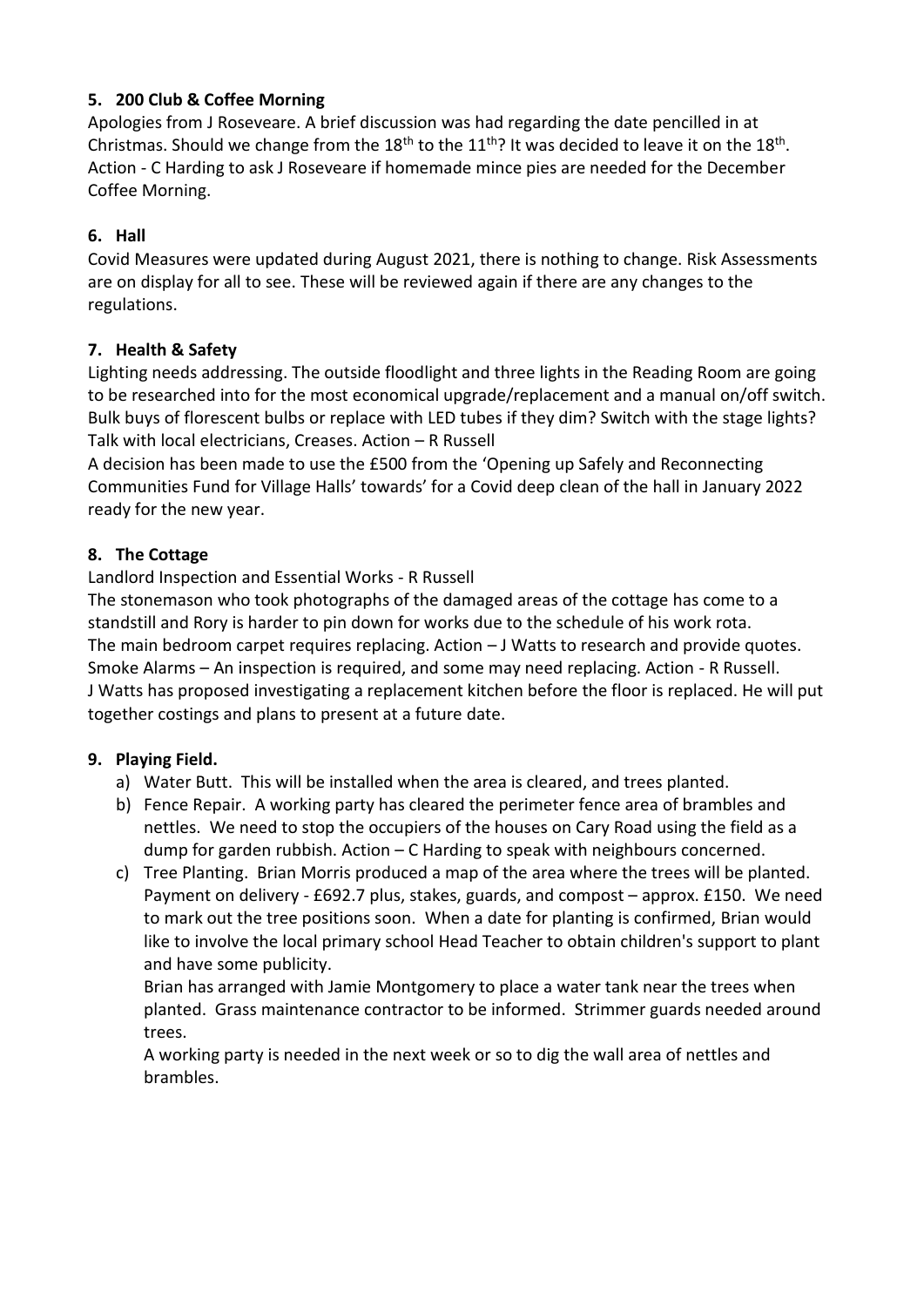### 5. 200 Club & Coffee Morning

Apologies from J Roseveare. A brief discussion was had regarding the date pencilled in at Christmas. Should we change from the 18th to the 11th? It was decided to leave it on the 18th. Action - C Harding to ask J Roseveare if homemade mince pies are needed for the December Coffee Morning.

### 6. Hall

Covid Measures were updated during August 2021, there is nothing to change. Risk Assessments are on display for all to see. These will be reviewed again if there are any changes to the regulations.

### 7. Health & Safety

Lighting needs addressing. The outside floodlight and three lights in the Reading Room are going to be researched into for the most economical upgrade/replacement and a manual on/off switch. Bulk buys of florescent bulbs or replace with LED tubes if they dim? Switch with the stage lights? Talk with local electricians, Creases. Action – R Russell

A decision has been made to use the £500 from the 'Opening up Safely and Reconnecting Communities Fund for Village Halls' towards' for a Covid deep clean of the hall in January 2022 ready for the new year.

### 8. The Cottage

Landlord Inspection and Essential Works - R Russell

The stonemason who took photographs of the damaged areas of the cottage has come to a standstill and Rory is harder to pin down for works due to the schedule of his work rota.

The main bedroom carpet requires replacing. Action – J Watts to research and provide quotes.

Smoke Alarms – An inspection is required, and some may need replacing. Action - R Russell.

J Watts has proposed investigating a replacement kitchen before the floor is replaced. He will put together costings and plans to present at a future date.

### 9. Playing Field.

a) Water Butt. This will be installed when the area is cleared, and trees planted.

b) Fence Repair. A working party has cleared the perimeter fence area of brambles and nettles. We need to stop the occupiers of the houses on Cary Road using the field as a dump for garden rubbish. Action – C Harding to speak with neighbours concerned.

c) Tree Planting. Brian Morris produced a map of the area where the trees will be planted. Payment on delivery - £692.7 plus, stakes, guards, and compost – approx. £150. We need to mark out the tree positions soon. When a date for planting is confirmed, Brian would like to involve the local primary school Head Teacher to obtain children's support to plant and have some publicity.

   Brian has arranged with Jamie Montgomery to place a water tank near the trees when planted. Grass maintenance contractor to be informed. Strimmer guards needed around trees.

   A working party is needed in the next week or so to dig the wall area of nettles and brambles.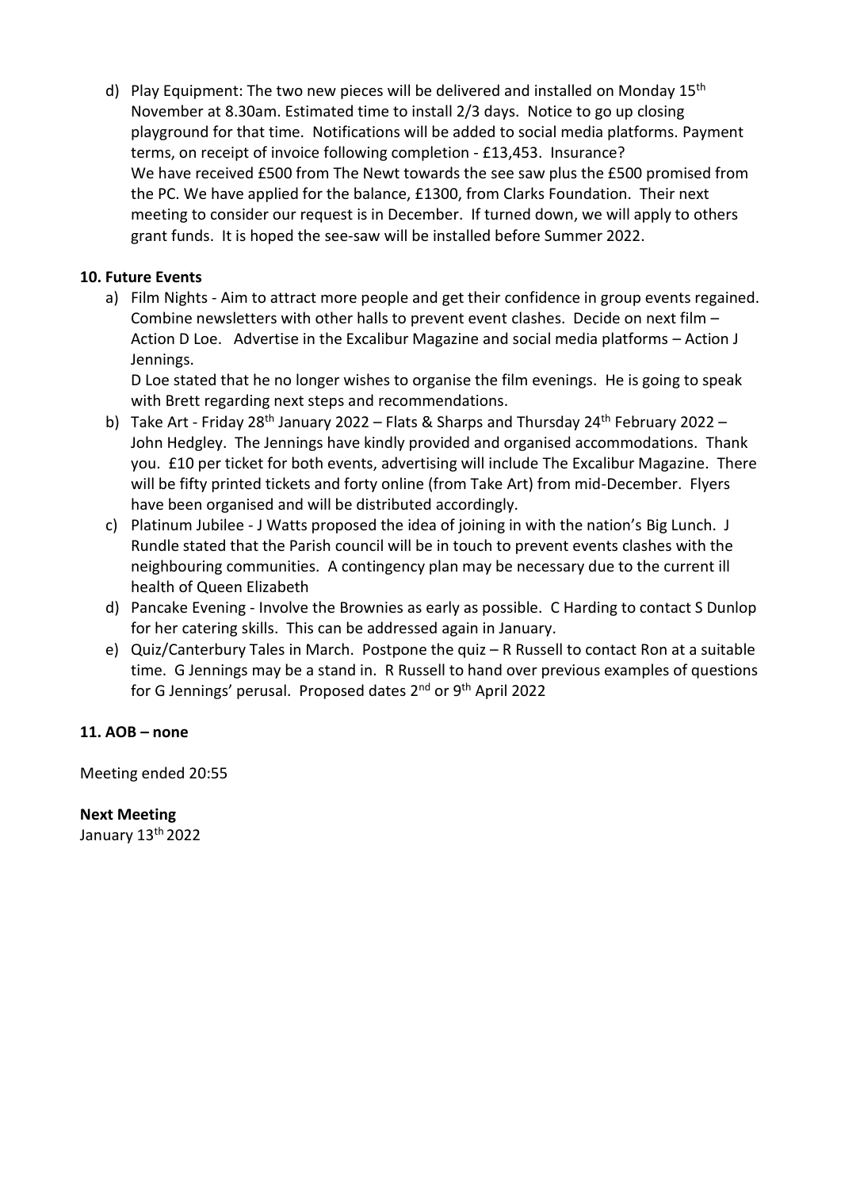d) Play Equipment: The two new pieces will be delivered and installed on Monday 15th November at 8.30am. Estimated time to install 2/3 days. Notice to go up closing playground for that time. Notifications will be added to social media platforms. Payment terms, on receipt of invoice following completion - £13,453. Insurance?
We have received £500 from The Newt towards the see saw plus the £500 promised from the PC. We have applied for the balance, £1300, from Clarks Foundation. Their next meeting to consider our request is in December. If turned down, we will apply to others grant funds. It is hoped the see-saw will be installed before Summer 2022.

**10. Future Events**

a) Film Nights - Aim to attract more people and get their confidence in group events regained. Combine newsletters with other halls to prevent event clashes. Decide on next film – Action D Loe. Advertise in the Excalibur Magazine and social media platforms – Action J Jennings.
D Loe stated that he no longer wishes to organise the film evenings. He is going to speak with Brett regarding next steps and recommendations.
b) Take Art - Friday 28th January 2022 – Flats & Sharps and Thursday 24th February 2022 – John Hedgley. The Jennings have kindly provided and organised accommodations. Thank you. £10 per ticket for both events, advertising will include The Excalibur Magazine. There will be fifty printed tickets and forty online (from Take Art) from mid-December. Flyers have been organised and will be distributed accordingly.
c) Platinum Jubilee - J Watts proposed the idea of joining in with the nation's Big Lunch. J Rundle stated that the Parish council will be in touch to prevent events clashes with the neighbouring communities. A contingency plan may be necessary due to the current ill health of Queen Elizabeth
d) Pancake Evening - Involve the Brownies as early as possible. C Harding to contact S Dunlop for her catering skills. This can be addressed again in January.
e) Quiz/Canterbury Tales in March. Postpone the quiz – R Russell to contact Ron at a suitable time. G Jennings may be a stand in. R Russell to hand over previous examples of questions for G Jennings' perusal. Proposed dates 2nd or 9th April 2022

**11. AOB – none**

Meeting ended 20:55

**Next Meeting**
January 13th 2022